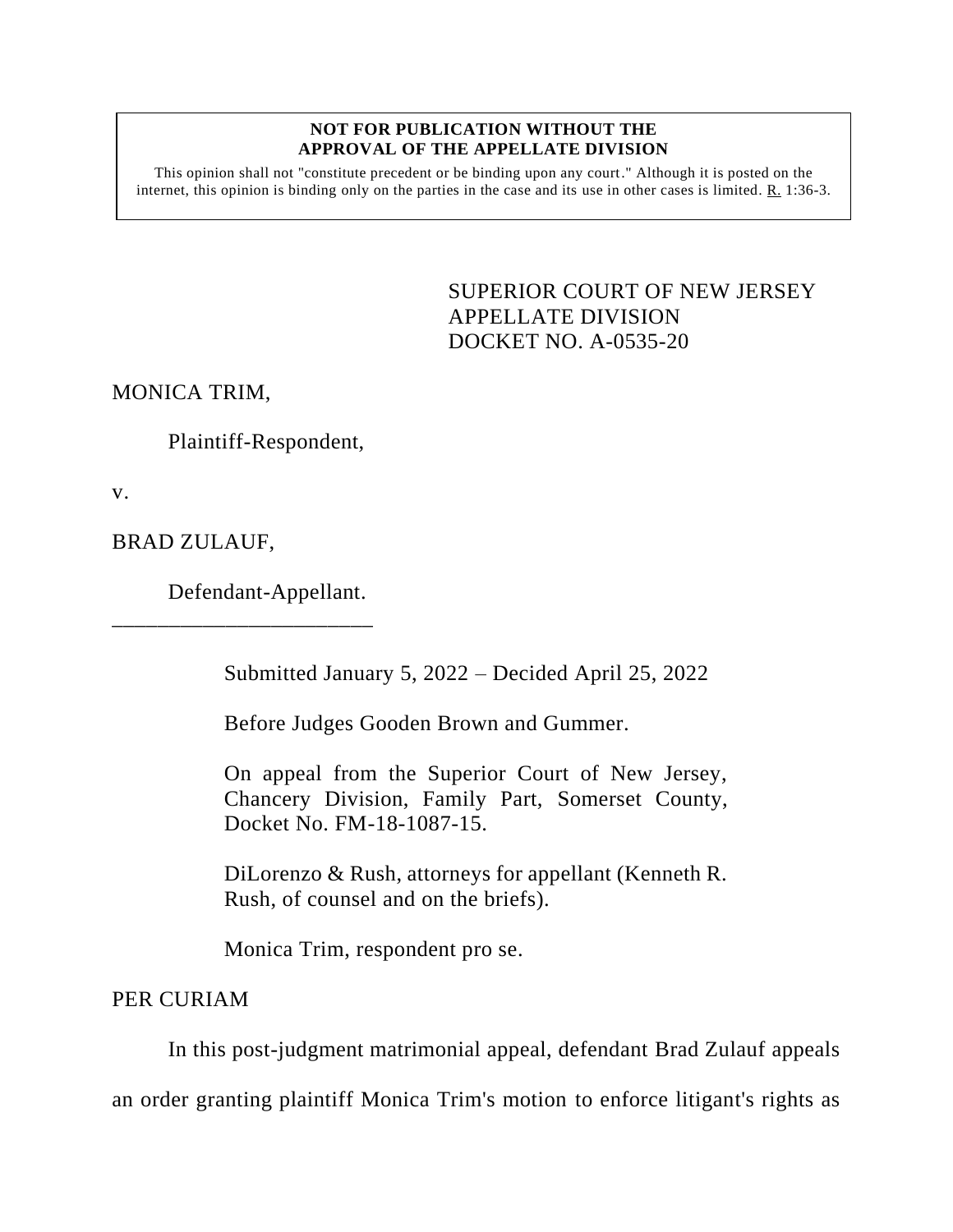**NOT FOR PUBLICATION WITHOUT THE APPROVAL OF THE APPELLATE DIVISION**

This opinion shall not "constitute precedent or be binding upon any court." Although it is posted on the internet, this opinion is binding only on the parties in the case and its use in other cases is limited. R. 1:36-3.

SUPERIOR COURT OF NEW JERSEY
APPELLATE DIVISION
DOCKET NO. A-0535-20

MONICA TRIM,

Plaintiff-Respondent,

v.

BRAD ZULAUF,

Defendant-Appellant.

_______________________

Submitted January 5, 2022 – Decided April 25, 2022

Before Judges Gooden Brown and Gummer.

On appeal from the Superior Court of New Jersey, Chancery Division, Family Part, Somerset County, Docket No. FM-18-1087-15.

DiLorenzo & Rush, attorneys for appellant (Kenneth R. Rush, of counsel and on the briefs).

Monica Trim, respondent pro se.

PER CURIAM

In this post-judgment matrimonial appeal, defendant Brad Zulauf appeals an order granting plaintiff Monica Trim's motion to enforce litigant's rights as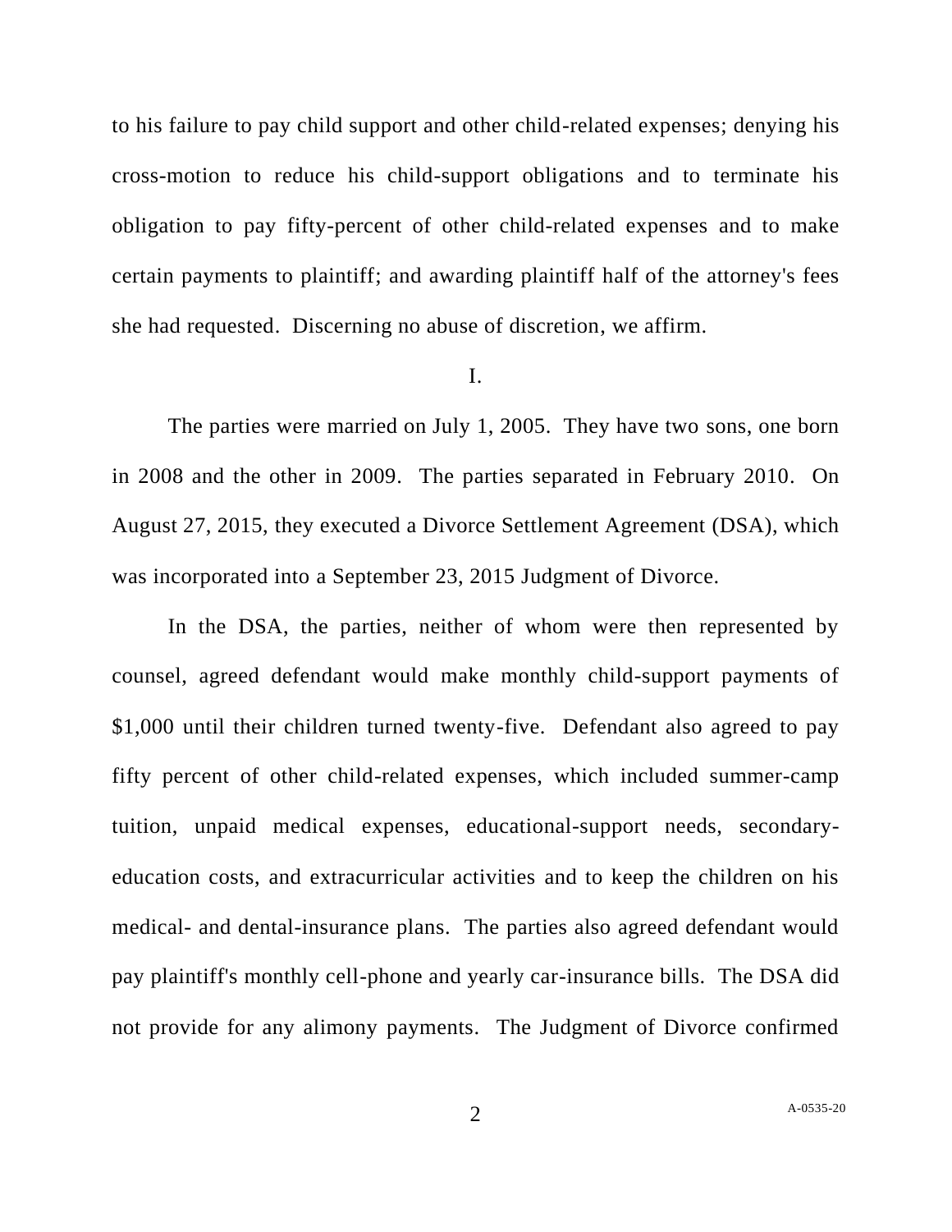to his failure to pay child support and other child-related expenses; denying his cross-motion to reduce his child-support obligations and to terminate his obligation to pay fifty-percent of other child-related expenses and to make certain payments to plaintiff; and awarding plaintiff half of the attorney's fees she had requested. Discerning no abuse of discretion, we affirm.

I.

The parties were married on July 1, 2005. They have two sons, one born in 2008 and the other in 2009. The parties separated in February 2010. On August 27, 2015, they executed a Divorce Settlement Agreement (DSA), which was incorporated into a September 23, 2015 Judgment of Divorce.

In the DSA, the parties, neither of whom were then represented by counsel, agreed defendant would make monthly child-support payments of $1,000 until their children turned twenty-five. Defendant also agreed to pay fifty percent of other child-related expenses, which included summer-camp tuition, unpaid medical expenses, educational-support needs, secondary-education costs, and extracurricular activities and to keep the children on his medical- and dental-insurance plans. The parties also agreed defendant would pay plaintiff's monthly cell-phone and yearly car-insurance bills. The DSA did not provide for any alimony payments. The Judgment of Divorce confirmed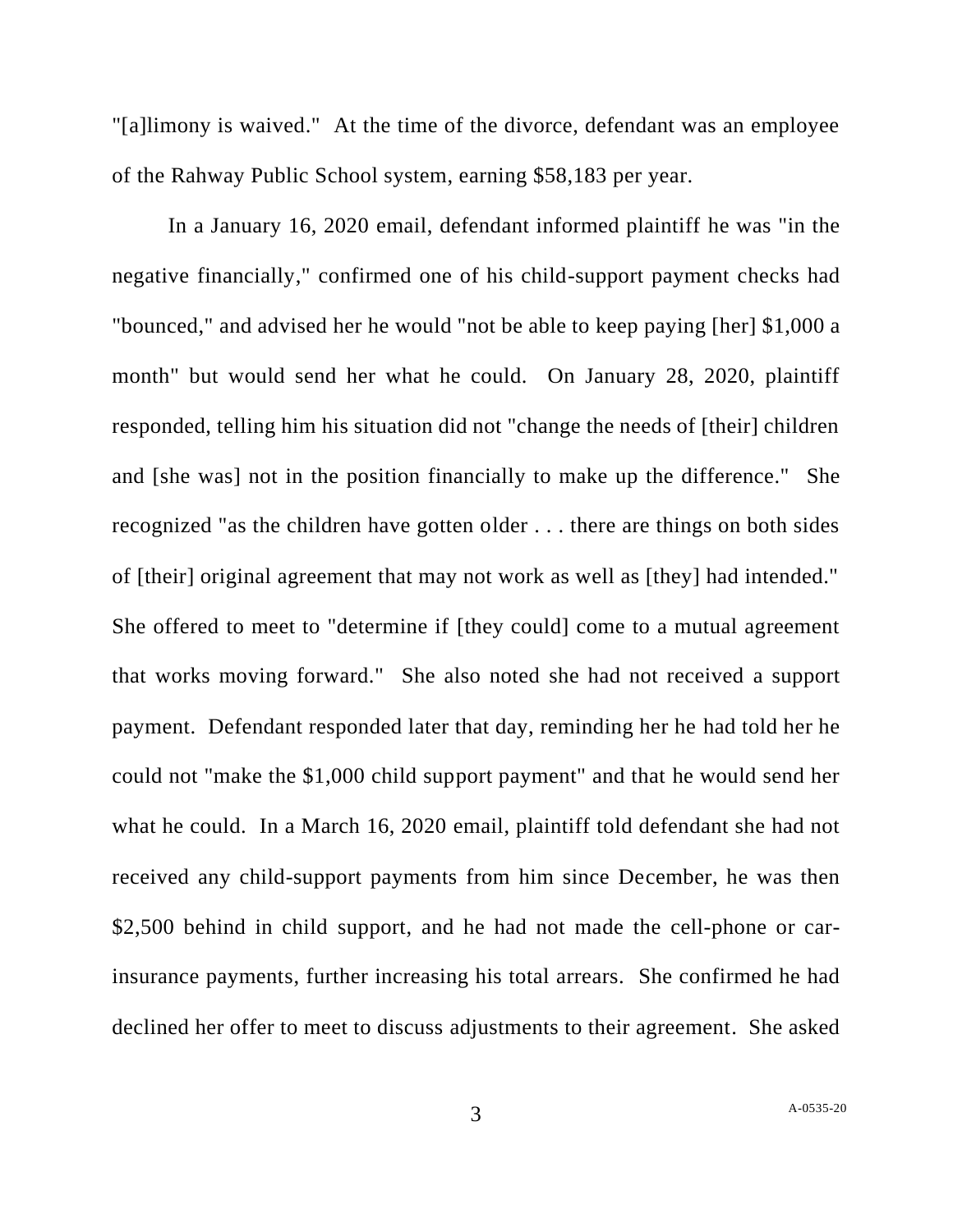"[a]limony is waived." At the time of the divorce, defendant was an employee of the Rahway Public School system, earning $58,183 per year.

In a January 16, 2020 email, defendant informed plaintiff he was "in the negative financially," confirmed one of his child-support payment checks had "bounced," and advised her he would "not be able to keep paying [her] $1,000 a month" but would send her what he could. On January 28, 2020, plaintiff responded, telling him his situation did not "change the needs of [their] children and [she was] not in the position financially to make up the difference." She recognized "as the children have gotten older . . . there are things on both sides of [their] original agreement that may not work as well as [they] had intended." She offered to meet to "determine if [they could] come to a mutual agreement that works moving forward." She also noted she had not received a support payment. Defendant responded later that day, reminding her he had told her he could not "make the $1,000 child support payment" and that he would send her what he could. In a March 16, 2020 email, plaintiff told defendant she had not received any child-support payments from him since December, he was then $2,500 behind in child support, and he had not made the cell-phone or car-insurance payments, further increasing his total arrears. She confirmed he had declined her offer to meet to discuss adjustments to their agreement. She asked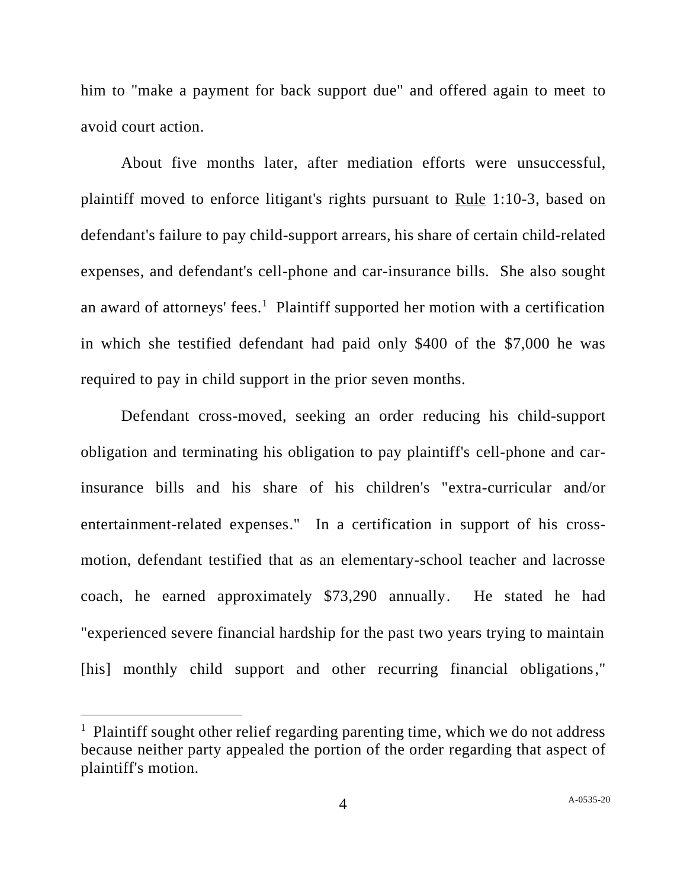him to "make a payment for back support due" and offered again to meet to avoid court action.

About five months later, after mediation efforts were unsuccessful, plaintiff moved to enforce litigant's rights pursuant to Rule 1:10-3, based on defendant's failure to pay child-support arrears, his share of certain child-related expenses, and defendant's cell-phone and car-insurance bills. She also sought an award of attorneys' fees.[1] Plaintiff supported her motion with a certification in which she testified defendant had paid only $400 of the $7,000 he was required to pay in child support in the prior seven months.

Defendant cross-moved, seeking an order reducing his child-support obligation and terminating his obligation to pay plaintiff's cell-phone and car-insurance bills and his share of his children's "extra-curricular and/or entertainment-related expenses." In a certification in support of his cross-motion, defendant testified that as an elementary-school teacher and lacrosse coach, he earned approximately $73,290 annually. He stated he had "experienced severe financial hardship for the past two years trying to maintain [his] monthly child support and other recurring financial obligations,"

[1] Plaintiff sought other relief regarding parenting time, which we do not address because neither party appealed the portion of the order regarding that aspect of plaintiff's motion.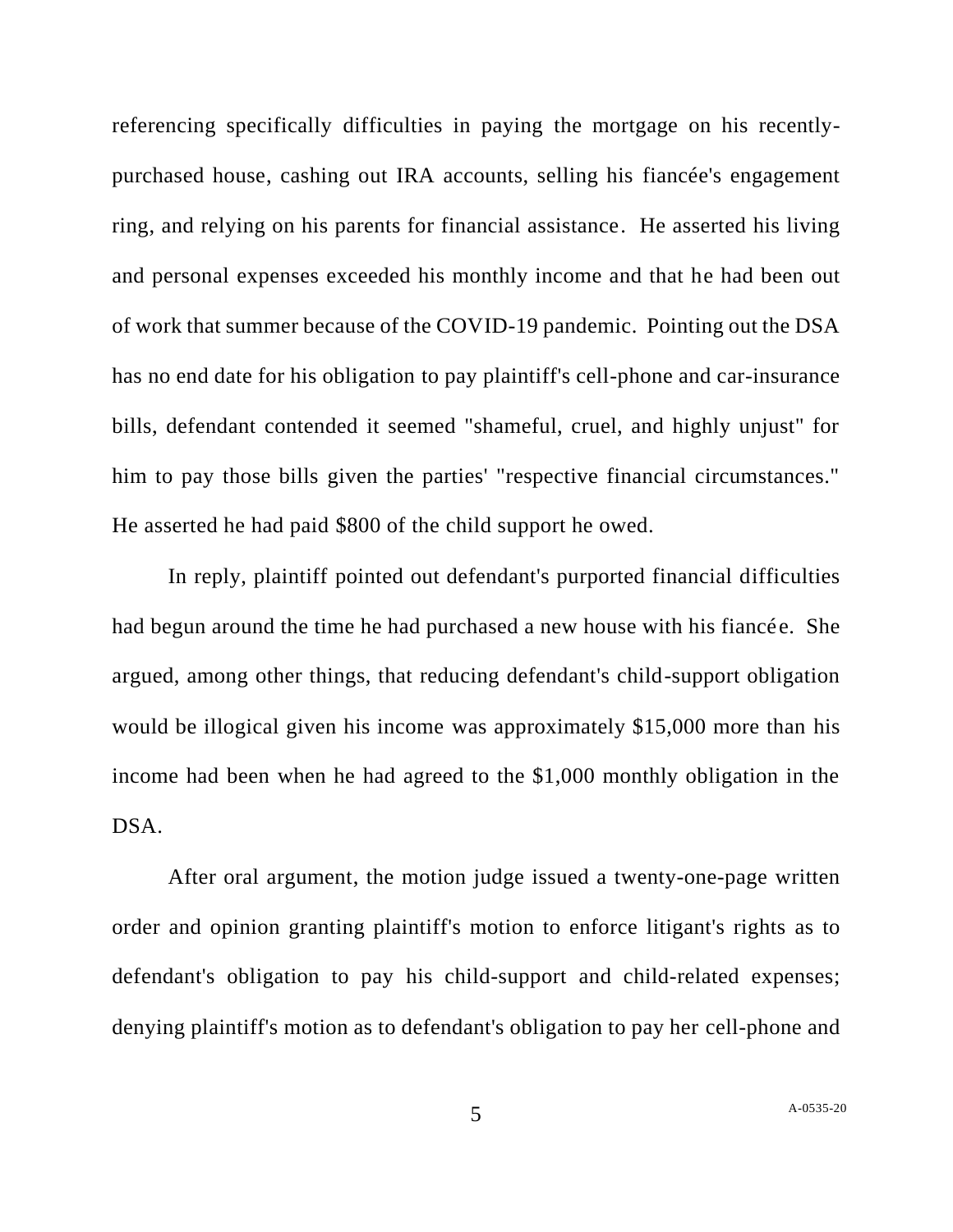referencing specifically difficulties in paying the mortgage on his recently-purchased house, cashing out IRA accounts, selling his fiancée's engagement ring, and relying on his parents for financial assistance. He asserted his living and personal expenses exceeded his monthly income and that he had been out of work that summer because of the COVID-19 pandemic. Pointing out the DSA has no end date for his obligation to pay plaintiff's cell-phone and car-insurance bills, defendant contended it seemed "shameful, cruel, and highly unjust" for him to pay those bills given the parties' "respective financial circumstances." He asserted he had paid $800 of the child support he owed.

In reply, plaintiff pointed out defendant's purported financial difficulties had begun around the time he had purchased a new house with his fiancée. She argued, among other things, that reducing defendant's child-support obligation would be illogical given his income was approximately $15,000 more than his income had been when he had agreed to the $1,000 monthly obligation in the DSA.

After oral argument, the motion judge issued a twenty-one-page written order and opinion granting plaintiff's motion to enforce litigant's rights as to defendant's obligation to pay his child-support and child-related expenses; denying plaintiff's motion as to defendant's obligation to pay her cell-phone and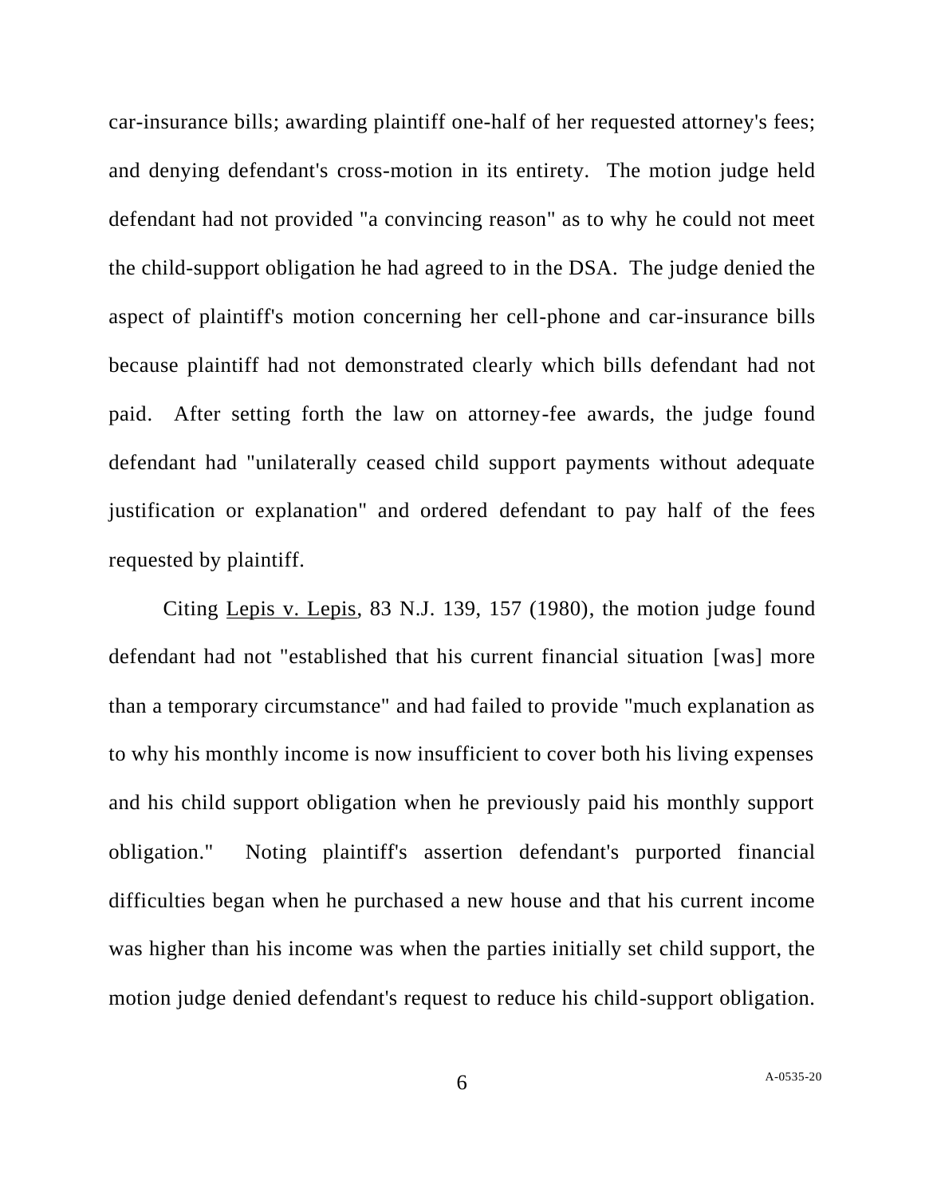car-insurance bills; awarding plaintiff one-half of her requested attorney's fees; and denying defendant's cross-motion in its entirety. The motion judge held defendant had not provided "a convincing reason" as to why he could not meet the child-support obligation he had agreed to in the DSA. The judge denied the aspect of plaintiff's motion concerning her cell-phone and car-insurance bills because plaintiff had not demonstrated clearly which bills defendant had not paid. After setting forth the law on attorney-fee awards, the judge found defendant had "unilaterally ceased child support payments without adequate justification or explanation" and ordered defendant to pay half of the fees requested by plaintiff.

Citing Lepis v. Lepis, 83 N.J. 139, 157 (1980), the motion judge found defendant had not "established that his current financial situation [was] more than a temporary circumstance" and had failed to provide "much explanation as to why his monthly income is now insufficient to cover both his living expenses and his child support obligation when he previously paid his monthly support obligation." Noting plaintiff's assertion defendant's purported financial difficulties began when he purchased a new house and that his current income was higher than his income was when the parties initially set child support, the motion judge denied defendant's request to reduce his child-support obligation.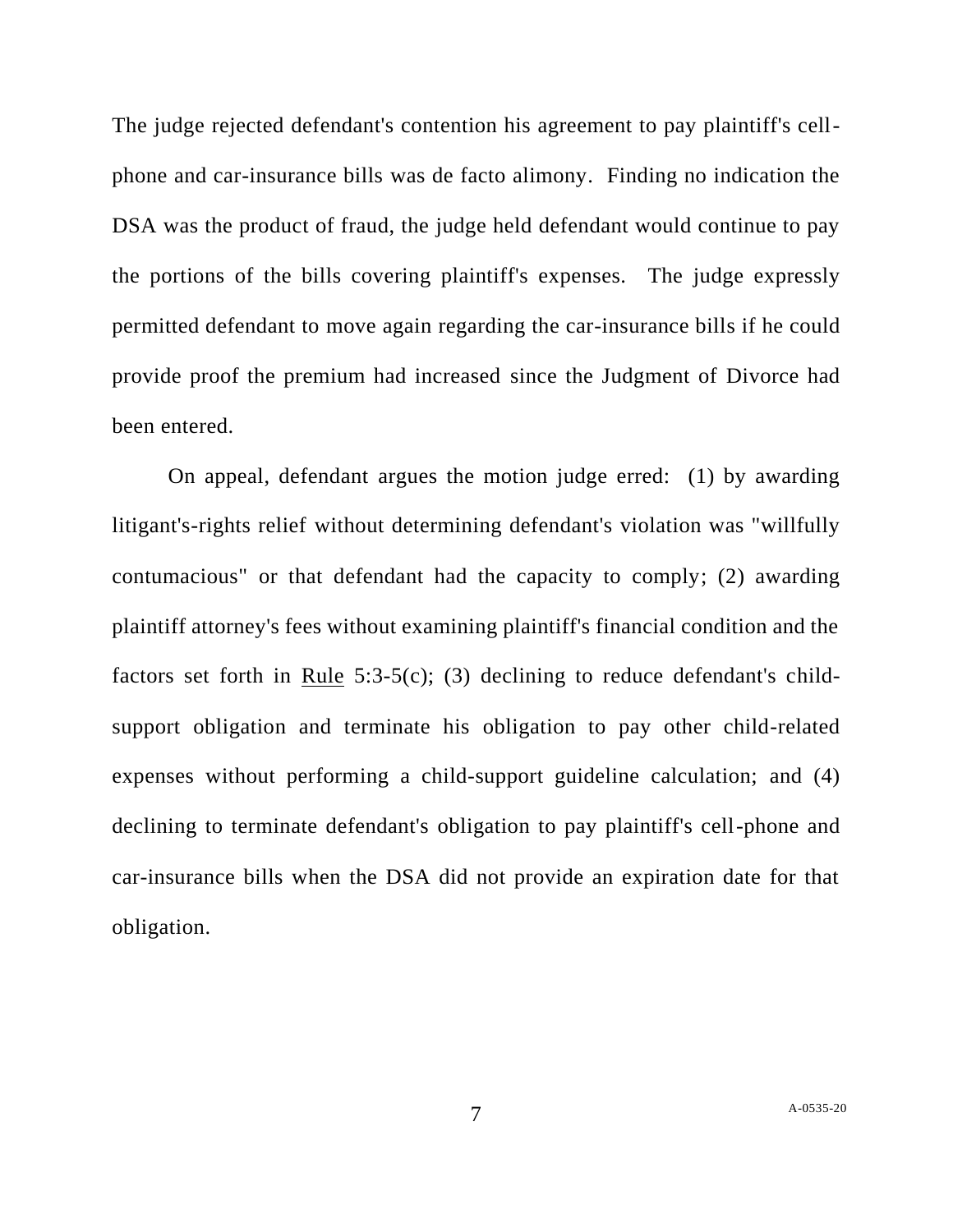The judge rejected defendant's contention his agreement to pay plaintiff's cell-phone and car-insurance bills was de facto alimony. Finding no indication the DSA was the product of fraud, the judge held defendant would continue to pay the portions of the bills covering plaintiff's expenses. The judge expressly permitted defendant to move again regarding the car-insurance bills if he could provide proof the premium had increased since the Judgment of Divorce had been entered.

On appeal, defendant argues the motion judge erred: (1) by awarding litigant's-rights relief without determining defendant's violation was "willfully contumacious" or that defendant had the capacity to comply; (2) awarding plaintiff attorney's fees without examining plaintiff's financial condition and the factors set forth in Rule 5:3-5(c); (3) declining to reduce defendant's child-support obligation and terminate his obligation to pay other child-related expenses without performing a child-support guideline calculation; and (4) declining to terminate defendant's obligation to pay plaintiff's cell-phone and car-insurance bills when the DSA did not provide an expiration date for that obligation.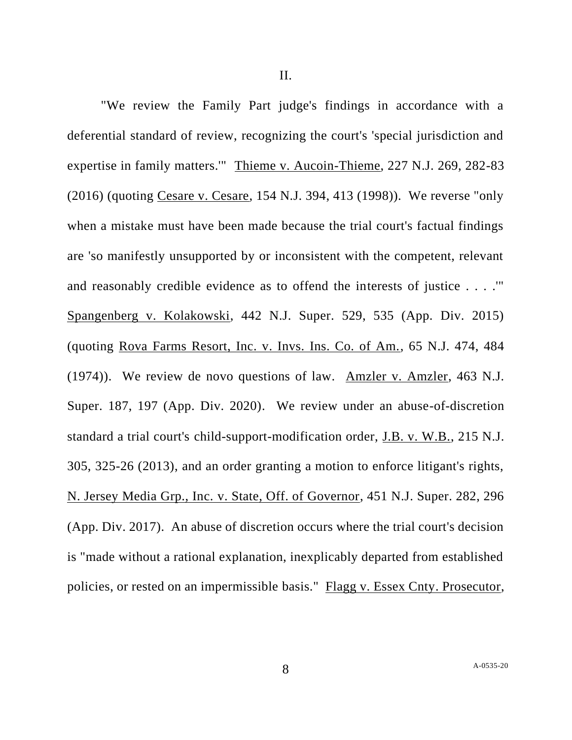II.

"We review the Family Part judge's findings in accordance with a deferential standard of review, recognizing the court's 'special jurisdiction and expertise in family matters.'" Thieme v. Aucoin-Thieme, 227 N.J. 269, 282-83 (2016) (quoting Cesare v. Cesare, 154 N.J. 394, 413 (1998)). We reverse "only when a mistake must have been made because the trial court's factual findings are 'so manifestly unsupported by or inconsistent with the competent, relevant and reasonably credible evidence as to offend the interests of justice . . . .'" Spangenberg v. Kolakowski, 442 N.J. Super. 529, 535 (App. Div. 2015) (quoting Rova Farms Resort, Inc. v. Invs. Ins. Co. of Am., 65 N.J. 474, 484 (1974)). We review de novo questions of law. Amzler v. Amzler, 463 N.J. Super. 187, 197 (App. Div. 2020). We review under an abuse-of-discretion standard a trial court's child-support-modification order, J.B. v. W.B., 215 N.J. 305, 325-26 (2013), and an order granting a motion to enforce litigant's rights, N. Jersey Media Grp., Inc. v. State, Off. of Governor, 451 N.J. Super. 282, 296 (App. Div. 2017). An abuse of discretion occurs where the trial court's decision is "made without a rational explanation, inexplicably departed from established policies, or rested on an impermissible basis." Flagg v. Essex Cnty. Prosecutor,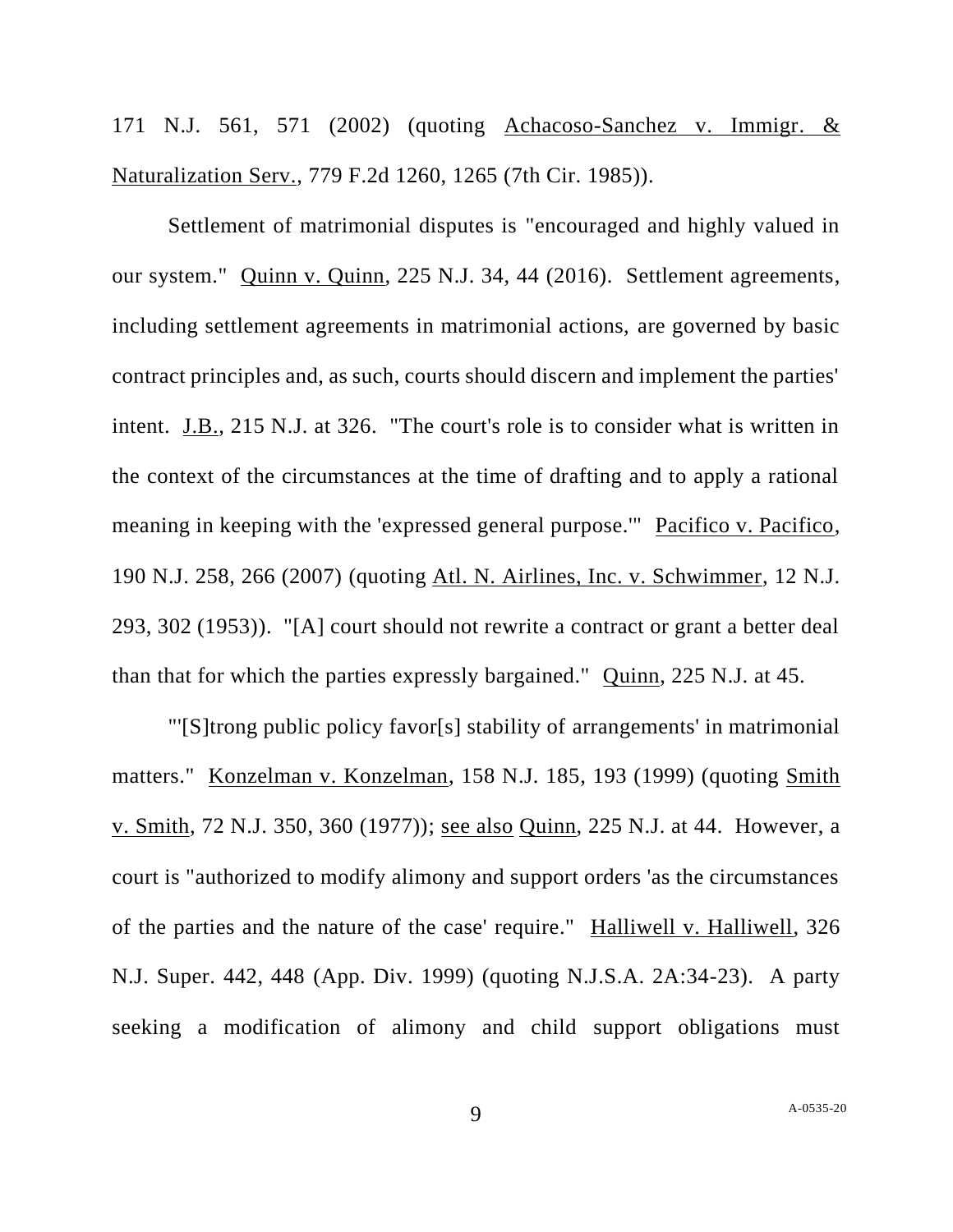171 N.J. 561, 571 (2002) (quoting Achacoso-Sanchez v. Immigr. & Naturalization Serv., 779 F.2d 1260, 1265 (7th Cir. 1985)).

Settlement of matrimonial disputes is "encouraged and highly valued in our system." Quinn v. Quinn, 225 N.J. 34, 44 (2016). Settlement agreements, including settlement agreements in matrimonial actions, are governed by basic contract principles and, as such, courts should discern and implement the parties' intent. J.B., 215 N.J. at 326. "The court's role is to consider what is written in the context of the circumstances at the time of drafting and to apply a rational meaning in keeping with the 'expressed general purpose.'" Pacifico v. Pacifico, 190 N.J. 258, 266 (2007) (quoting Atl. N. Airlines, Inc. v. Schwimmer, 12 N.J. 293, 302 (1953)). "[A] court should not rewrite a contract or grant a better deal than that for which the parties expressly bargained." Quinn, 225 N.J. at 45.

"'[S]trong public policy favor[s] stability of arrangements' in matrimonial matters." Konzelman v. Konzelman, 158 N.J. 185, 193 (1999) (quoting Smith v. Smith, 72 N.J. 350, 360 (1977)); see also Quinn, 225 N.J. at 44. However, a court is "authorized to modify alimony and support orders 'as the circumstances of the parties and the nature of the case' require." Halliwell v. Halliwell, 326 N.J. Super. 442, 448 (App. Div. 1999) (quoting N.J.S.A. 2A:34-23). A party seeking a modification of alimony and child support obligations must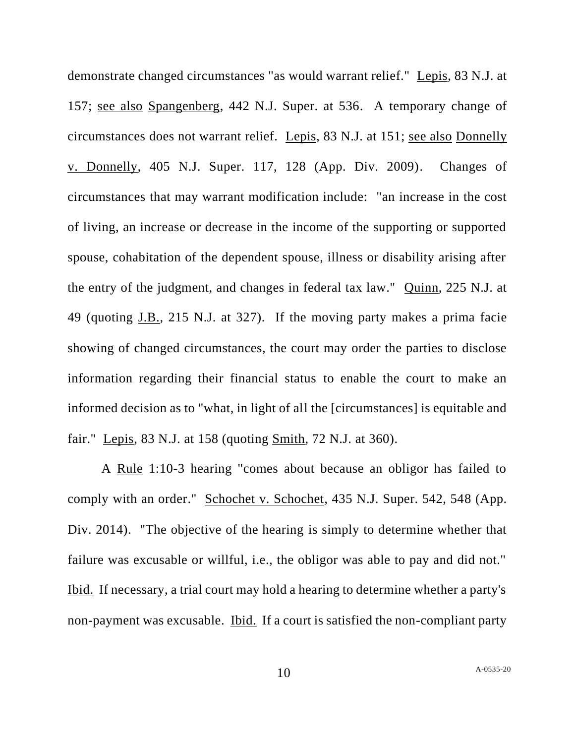demonstrate changed circumstances "as would warrant relief." Lepis, 83 N.J. at 157; see also Spangenberg, 442 N.J. Super. at 536. A temporary change of circumstances does not warrant relief. Lepis, 83 N.J. at 151; see also Donnelly v. Donnelly, 405 N.J. Super. 117, 128 (App. Div. 2009). Changes of circumstances that may warrant modification include: "an increase in the cost of living, an increase or decrease in the income of the supporting or supported spouse, cohabitation of the dependent spouse, illness or disability arising after the entry of the judgment, and changes in federal tax law." Quinn, 225 N.J. at 49 (quoting J.B., 215 N.J. at 327). If the moving party makes a prima facie showing of changed circumstances, the court may order the parties to disclose information regarding their financial status to enable the court to make an informed decision as to "what, in light of all the [circumstances] is equitable and fair." Lepis, 83 N.J. at 158 (quoting Smith, 72 N.J. at 360).

A Rule 1:10-3 hearing "comes about because an obligor has failed to comply with an order." Schochet v. Schochet, 435 N.J. Super. 542, 548 (App. Div. 2014). "The objective of the hearing is simply to determine whether that failure was excusable or willful, i.e., the obligor was able to pay and did not." Ibid. If necessary, a trial court may hold a hearing to determine whether a party's non-payment was excusable. Ibid. If a court is satisfied the non-compliant party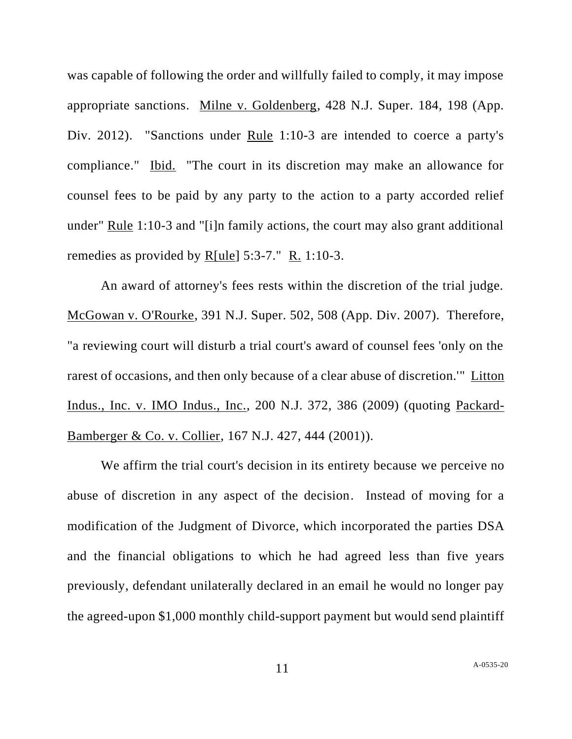was capable of following the order and willfully failed to comply, it may impose appropriate sanctions. Milne v. Goldenberg, 428 N.J. Super. 184, 198 (App. Div. 2012). "Sanctions under Rule 1:10-3 are intended to coerce a party's compliance." Ibid. "The court in its discretion may make an allowance for counsel fees to be paid by any party to the action to a party accorded relief under" Rule 1:10-3 and "[i]n family actions, the court may also grant additional remedies as provided by R[ule] 5:3-7." R. 1:10-3.

An award of attorney's fees rests within the discretion of the trial judge. McGowan v. O'Rourke, 391 N.J. Super. 502, 508 (App. Div. 2007). Therefore, "a reviewing court will disturb a trial court's award of counsel fees 'only on the rarest of occasions, and then only because of a clear abuse of discretion.'" Litton Indus., Inc. v. IMO Indus., Inc., 200 N.J. 372, 386 (2009) (quoting Packard-Bamberger & Co. v. Collier, 167 N.J. 427, 444 (2001)).

We affirm the trial court's decision in its entirety because we perceive no abuse of discretion in any aspect of the decision. Instead of moving for a modification of the Judgment of Divorce, which incorporated the parties DSA and the financial obligations to which he had agreed less than five years previously, defendant unilaterally declared in an email he would no longer pay the agreed-upon $1,000 monthly child-support payment but would send plaintiff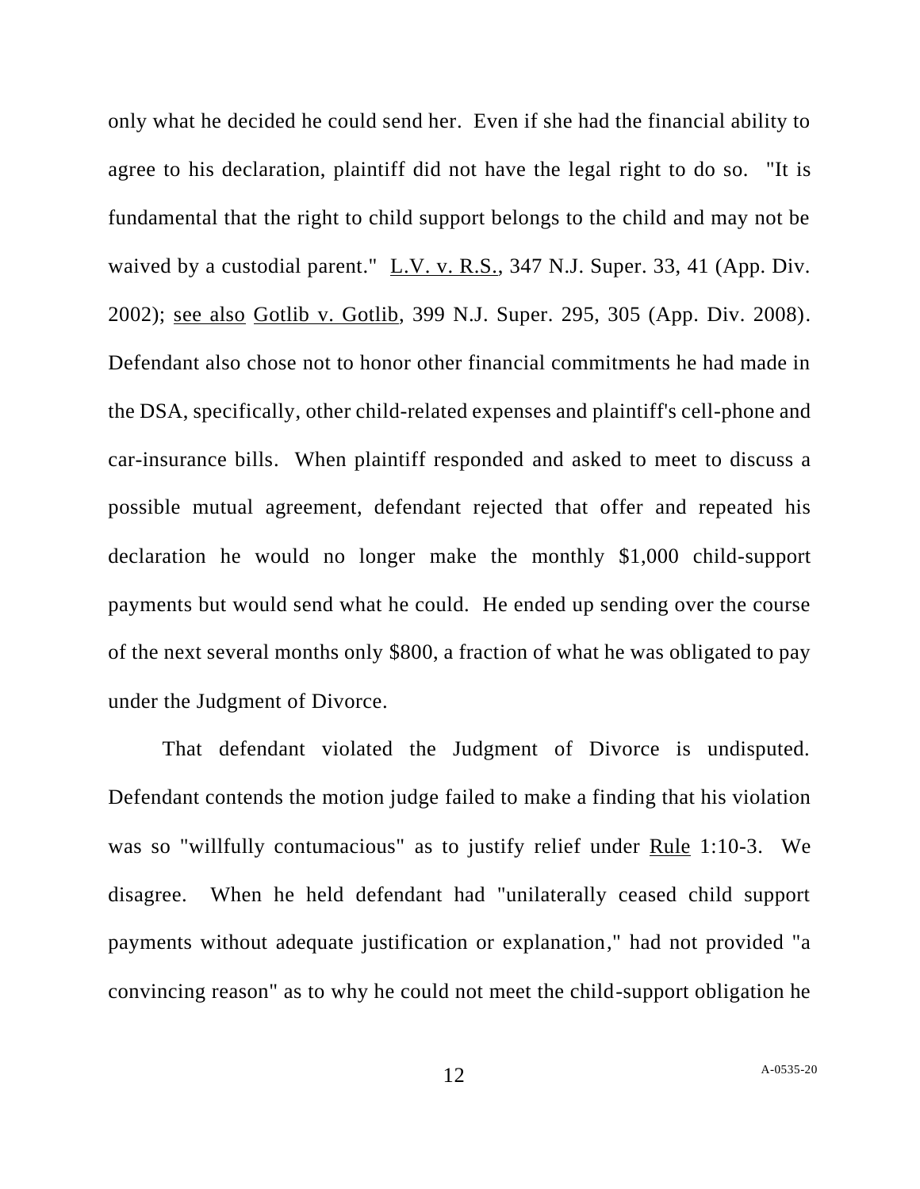only what he decided he could send her. Even if she had the financial ability to agree to his declaration, plaintiff did not have the legal right to do so. "It is fundamental that the right to child support belongs to the child and may not be waived by a custodial parent." L.V. v. R.S., 347 N.J. Super. 33, 41 (App. Div. 2002); see also Gotlib v. Gotlib, 399 N.J. Super. 295, 305 (App. Div. 2008). Defendant also chose not to honor other financial commitments he had made in the DSA, specifically, other child-related expenses and plaintiff's cell-phone and car-insurance bills. When plaintiff responded and asked to meet to discuss a possible mutual agreement, defendant rejected that offer and repeated his declaration he would no longer make the monthly $1,000 child-support payments but would send what he could. He ended up sending over the course of the next several months only $800, a fraction of what he was obligated to pay under the Judgment of Divorce.

That defendant violated the Judgment of Divorce is undisputed. Defendant contends the motion judge failed to make a finding that his violation was so "willfully contumacious" as to justify relief under Rule 1:10-3. We disagree. When he held defendant had "unilaterally ceased child support payments without adequate justification or explanation," had not provided "a convincing reason" as to why he could not meet the child-support obligation he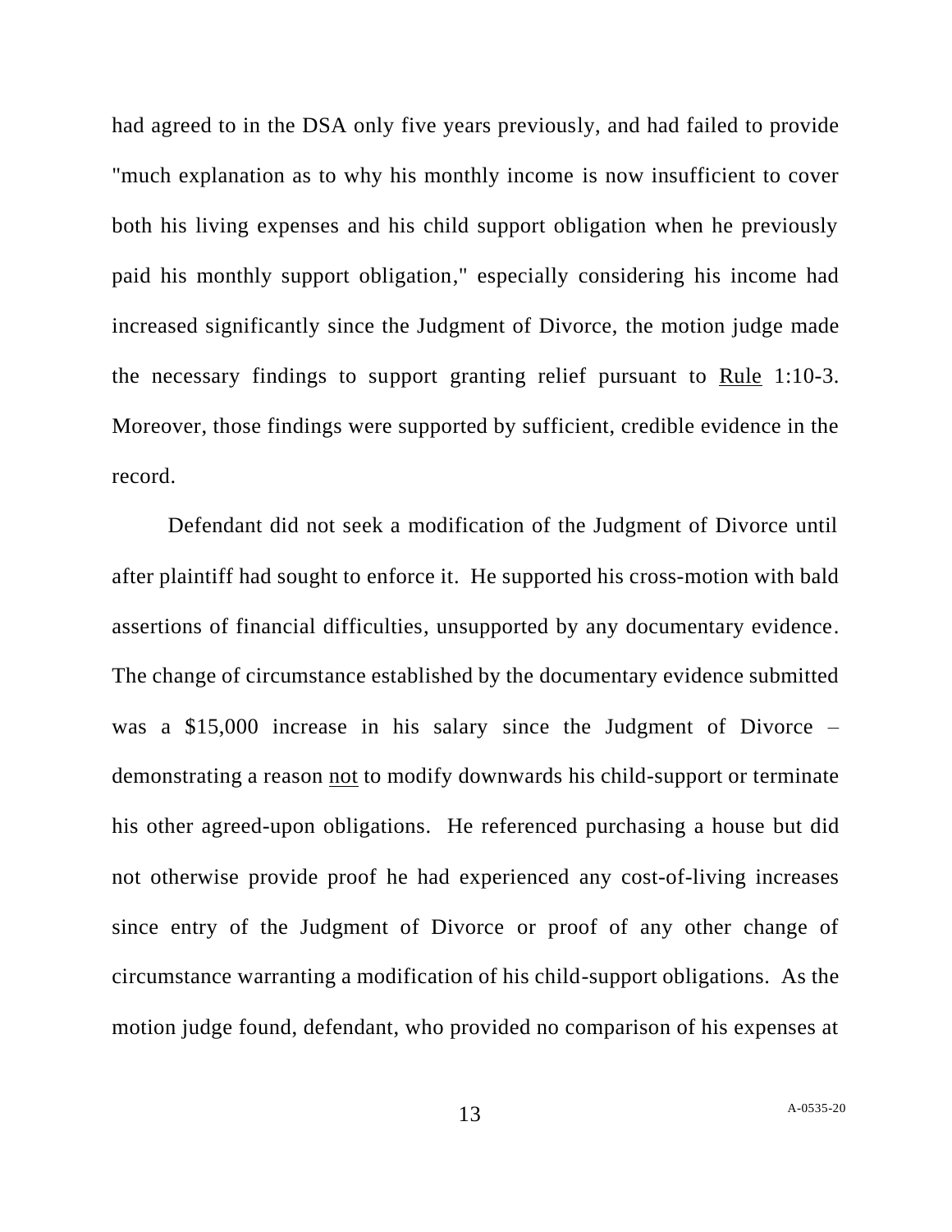had agreed to in the DSA only five years previously, and had failed to provide "much explanation as to why his monthly income is now insufficient to cover both his living expenses and his child support obligation when he previously paid his monthly support obligation," especially considering his income had increased significantly since the Judgment of Divorce, the motion judge made the necessary findings to support granting relief pursuant to Rule 1:10-3. Moreover, those findings were supported by sufficient, credible evidence in the record.

Defendant did not seek a modification of the Judgment of Divorce until after plaintiff had sought to enforce it. He supported his cross-motion with bald assertions of financial difficulties, unsupported by any documentary evidence. The change of circumstance established by the documentary evidence submitted was a $15,000 increase in his salary since the Judgment of Divorce – demonstrating a reason not to modify downwards his child-support or terminate his other agreed-upon obligations. He referenced purchasing a house but did not otherwise provide proof he had experienced any cost-of-living increases since entry of the Judgment of Divorce or proof of any other change of circumstance warranting a modification of his child-support obligations. As the motion judge found, defendant, who provided no comparison of his expenses at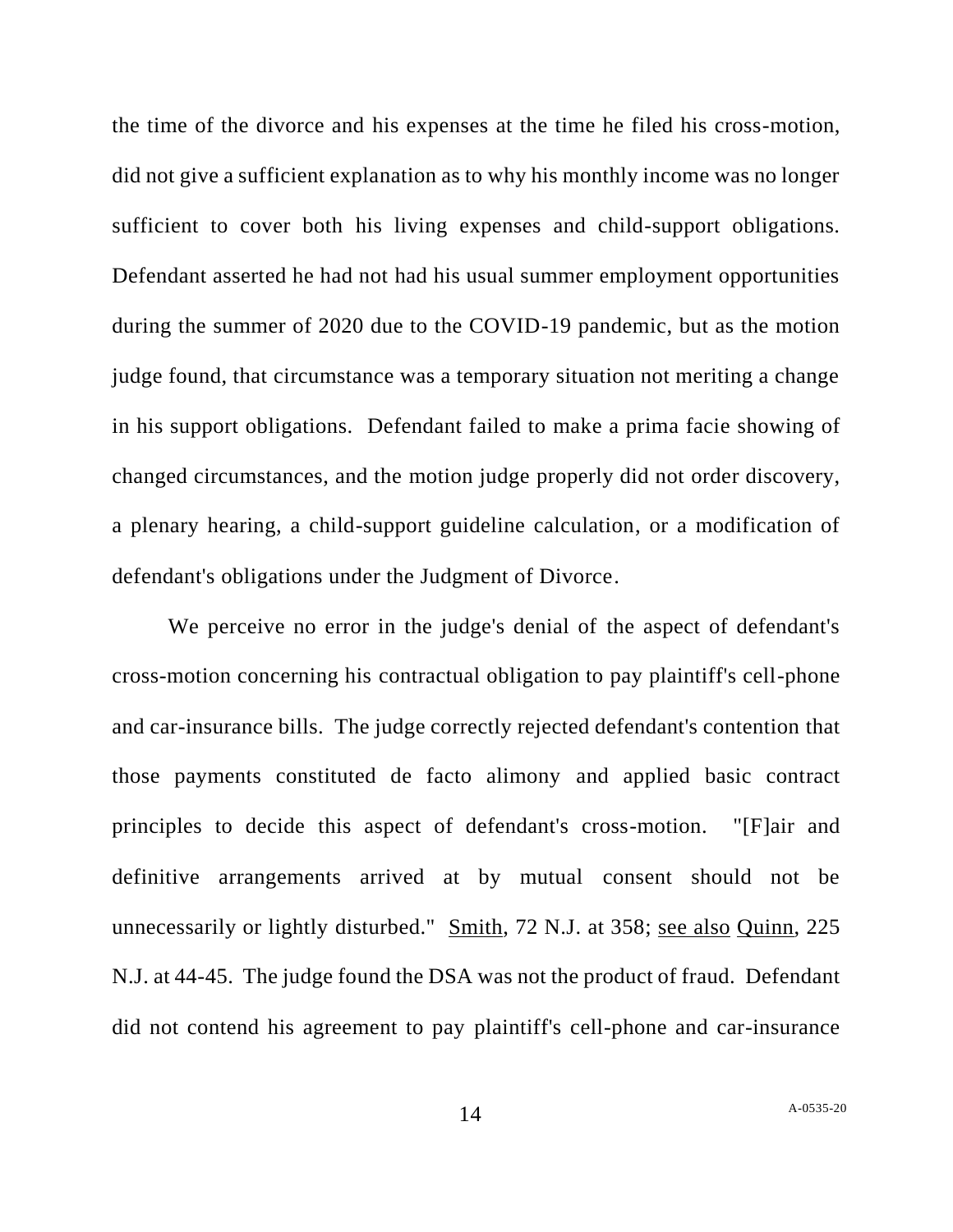the time of the divorce and his expenses at the time he filed his cross-motion, did not give a sufficient explanation as to why his monthly income was no longer sufficient to cover both his living expenses and child-support obligations. Defendant asserted he had not had his usual summer employment opportunities during the summer of 2020 due to the COVID-19 pandemic, but as the motion judge found, that circumstance was a temporary situation not meriting a change in his support obligations. Defendant failed to make a prima facie showing of changed circumstances, and the motion judge properly did not order discovery, a plenary hearing, a child-support guideline calculation, or a modification of defendant's obligations under the Judgment of Divorce.

We perceive no error in the judge's denial of the aspect of defendant's cross-motion concerning his contractual obligation to pay plaintiff's cell-phone and car-insurance bills. The judge correctly rejected defendant's contention that those payments constituted de facto alimony and applied basic contract principles to decide this aspect of defendant's cross-motion. "[F]air and definitive arrangements arrived at by mutual consent should not be unnecessarily or lightly disturbed." Smith, 72 N.J. at 358; see also Quinn, 225 N.J. at 44-45. The judge found the DSA was not the product of fraud. Defendant did not contend his agreement to pay plaintiff's cell-phone and car-insurance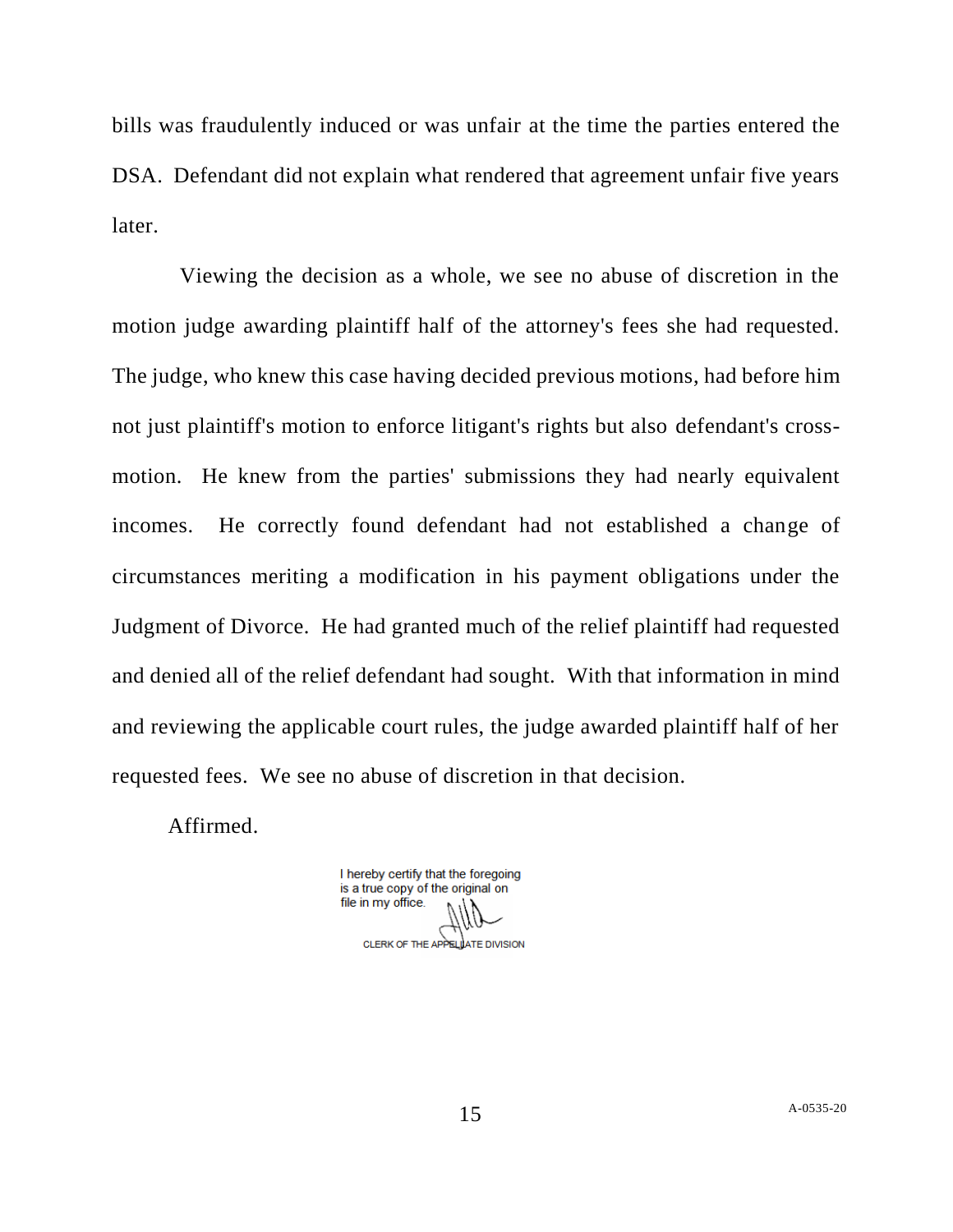bills was fraudulently induced or was unfair at the time the parties entered the DSA. Defendant did not explain what rendered that agreement unfair five years later.

Viewing the decision as a whole, we see no abuse of discretion in the motion judge awarding plaintiff half of the attorney's fees she had requested. The judge, who knew this case having decided previous motions, had before him not just plaintiff's motion to enforce litigant's rights but also defendant's cross-motion. He knew from the parties' submissions they had nearly equivalent incomes. He correctly found defendant had not established a change of circumstances meriting a modification in his payment obligations under the Judgment of Divorce. He had granted much of the relief plaintiff had requested and denied all of the relief defendant had sought. With that information in mind and reviewing the applicable court rules, the judge awarded plaintiff half of her requested fees. We see no abuse of discretion in that decision.

Affirmed.

I hereby certify that the foregoing is a true copy of the original on file in my office.

CLERK OF THE APPELLATE DIVISION